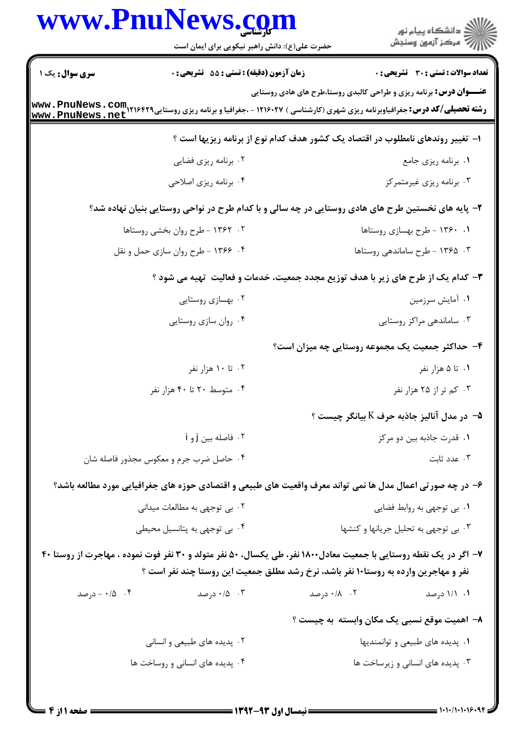**سری سوال:** یک ۱

**زمان آزمون (دقیقه) : تستی : ۵۵ تشریحی : ۰**

**تعداد سوالات : تستی : ۳۰ تشریحی : ۰**

**عنـــوان درس:** برنامه ریزی و طراحی کالبدی روستا،طرح های هادی روستایی

**رشته تحصیلی/کد درس:** جغرافیاوبرنامه ریزی شهری (کارشناسی ) ۱۲۱۶۰۲۷ - ،جغرافیا و برنامه ریزی روستایی۱۲۱۶۴۲۹

۱- تغییر روندهای نامطلوب در اقتصاد یک کشور هدف کدام نوع از برنامه ریزیها است ؟

۱. برنامه ریزی جامع

۲. برنامه ریزی فضایی

۳. برنامه ریزی غیرمتمرکز

۴. برنامه ریزی اصلاحی

۲- پایه های نخستین طرح های هادی روستایی در چه سالی و با کدام طرح در نواحی روستایی بنیان نهاده شد؟

۱. ۱۳۶۰ - طرح بهسازی روستاها

۲. ۱۳۶۲ - طرح روان بخشی روستاها

۳. ۱۳۶۵ - طرح ساماندهی روستاها

۴. ۱۳۶۶ - طرح روان سازی حمل و نقل

۳- کدام یک از طرح های زیر با هدف توزیع مجدد جمعیت، خدمات و فعالیت تهیه می شود ؟

۱. آمایش سرزمین

۲. بهسازی روستایی

۳. ساماندهی مراکز روستایی

۴. روان سازی روستایی

۴- حداکثر جمعیت یک مجموعه روستایی چه میزان است؟

۱. تا ۵ هزار نفر

۲. تا ۱۰ هزار نفر

۳. کم تر از ۲۵ هزار نفر

۴. متوسط ۲۰ تا ۴۰ هزار نفر

۵- در مدل آنالیز جاذبه حرف K بیانگر چیست ؟

۱. قدرت جاذبه بین دو مرکز

۲. فاصله بین j و i

۳. عدد ثابت

۴. حاصل ضرب جرم و معکوس مجذور فاصله شان

۶- در چه صورتی اعمال مدل ها نمی تواند معرف واقعیت های طبیعی و اقتصادی حوزه های جغرافیایی مورد مطالعه باشد؟

۱. بی توجهی به روابط فضایی

۲. بی توجهی به مطالعات میدانی

۳. بی توجهی به تحلیل جریانها و کنشها

۴. بی توجهی به پتانسیل محیطی

۷- اگر در یک نقطه روستایی با جمعیت معادل۱۸۰۰ نفر، طی یکسال، ۵۰ نفر متولد و ۳۰ نفر فوت نموده ، مهاجرت از روستا ۴۰ نفر و مهاجرین وارده به روستا۱۰ نفر باشد، نرخ رشد مطلق جمعیت این روستا چند نفر است ؟

۱. ۱/۱ درصد

۲. ۰/۸ درصد

۳. ۰/۵ درصد

۴. ۰/۵ - درصد

۸- اهمیت موقع نسبی یک مکان وابسته به چیست ؟

۱. پدیده های طبیعی و توانمندیها

۲. پدیده های طبیعی و انسانی

۳. پدیده های انسانی و زیرساخت ها

۴. پدیده های انسانی و روساخت ها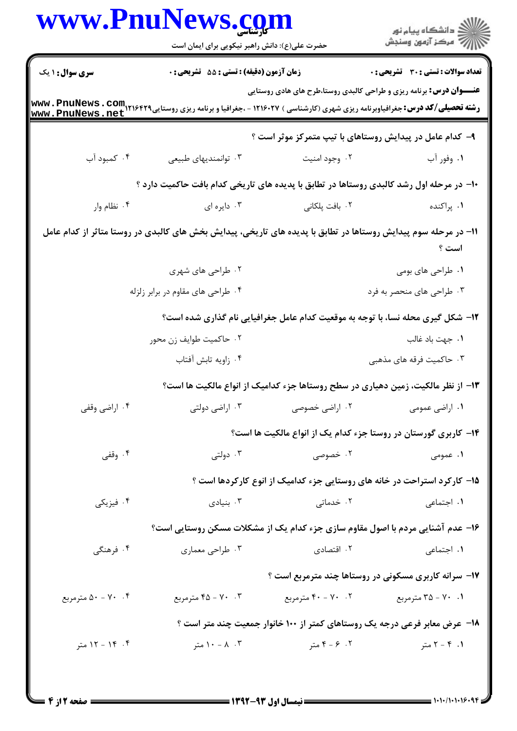**عنـــوان درس:** برنامه ریزی و طراحی کالبدی روستا،طرح های هادی روستایی

**رشته تحصیلی/کد درس:** جغرافیاوبرنامه ریزی شهری (کارشناسی ) ۱۲۱۶۰۲۷ - ،جغرافیا و برنامه ریزی روستایی۱۲۱۶۴۲۹

**سری سوال:** ۱ یک | **زمان آزمون (دقیقه) : تستی :** ۵۵ **تشریحی :** ۰ | **تعداد سوالات : تستی :** ۳۰ **تشریحی :** ۰

**۹- کدام عامل در پیدایش روستاهای با تیپ متمرکز موثر است ؟**

۱. وفور آب
۲. وجود امنیت
۳. توانمندیهای طبیعی
۴. کمبود آب

**۱۰- در مرحله اول رشد کالبدی روستاها در تطابق با پدیده های تاریخی کدام بافت حاکمیت دارد ؟**

۱. پراکنده
۲. بافت پلکانی
۳. دایره ای
۴. نظام وار

**۱۱- در مرحله سوم پیدایش روستاها در تطابق با پدیده های تاریخی، پیدایش بخش های کالبدی در روستا متاثر از کدام عامل است ؟**

۱. طراحی های بومی
۲. طراحی های شهری
۳. طراحی های منحصر به فرد
۴. طراحی های مقاوم در برابر زلزله

**۱۲- شکل گیری محله نسا، با توجه به موقعیت کدام عامل جغرافیایی نام گذاری شده است؟**

۱. جهت باد غالب
۲. حاکمیت طوایف زن محور
۳. حاکمیت فرقه های مذهبی
۴. زاویه تابش آفتاب

**۱۳- از نظر مالکیت، زمین دهیاری در سطح روستاها جزء کدامیک از انواع مالکیت ها است؟**

۱. اراضی عمومی
۲. اراضی خصوصی
۳. اراضی دولتی
۴. اراضی وقفی

**۱۴- کاربری گورستان در روستا جزء کدام یک از انواع مالکیت ها است؟**

۱. عمومی
۲. خصوصی
۳. دولتی
۴. وقفی

**۱۵- کارکرد استراحت در خانه های روستایی جزء کدامیک از انوع کارکردها است ؟**

۱. اجتماعی
۲. خدماتی
۳. بنیادی
۴. فیزیکی

**۱۶- عدم آشنایی مردم با اصول مقاوم سازی جزء کدام یک از مشکلات مسکن روستایی است؟**

۱. اجتماعی
۲. اقتصادی
۳. طراحی معماری
۴. فرهنگی

**۱۷- سرانه کاربری مسکونی در روستاها چند مترمربع است ؟**

۱. ۷۰ - ۳۵ مترمربع
۲. ۷۰ - ۴۰ مترمربع
۳. ۷۰ - ۴۵ مترمربع
۴. ۷۰ - ۵۰ مترمربع

**۱۸- عرض معابر فرعی درجه یک روستاهای کمتر از ۱۰۰ خانوار جمعیت چند متر است ؟**

۱. ۴ - ۲ متر
۲. ۶ - ۴ متر
۳. ۸ - ۱۰ متر
۴. ۱۴ - ۱۲ متر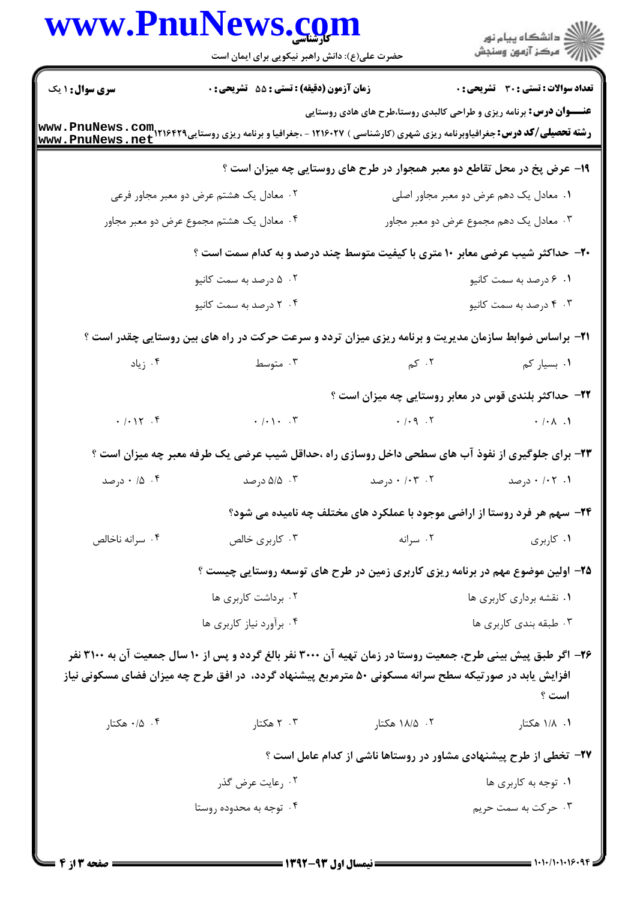**سری سوال:** ۱ یک | **زمان آزمون (دقیقه) : تستی :** ۵۵ **تشریحی :** ۰ | **تعداد سوالات : تستی :** ۳۰ **تشریحی :** ۰

**عنـــوان درس:** برنامه ریزی و طراحی کالبدی روستا،طرح های هادی روستایی

**رشته تحصیلی/کد درس:** جغرافیاوبرنامه ریزی شهری (کارشناسی ) ۱۲۱۶۰۲۷ - ،جغرافیا و برنامه ریزی روستایی۱۲۱۶۴۲۹

۱۹- عرض پخ در محل تقاطع دو معبر همجوار در طرح های روستایی چه میزان است ؟

۱. معادل یک دهم عرض دو معبر مجاور اصلی
۲. معادل یک هشتم عرض دو معبر مجاور فرعی
۳. معادل یک دهم مجموع عرض دو معبر مجاور
۴. معادل یک هشتم مجموع عرض دو معبر مجاور

۲۰- حداکثر شیب عرضی معابر ۱۰ متری با کیفیت متوسط چند درصد و به کدام سمت است ؟

۱. ۶ درصد به سمت کانیو
۲. ۵ درصد به سمت کانیو
۳. ۴ درصد به سمت کانیو
۴. ۲ درصد به سمت کانیو

۲۱- براساس ضوابط سازمان مدیریت و برنامه ریزی میزان تردد و سرعت حرکت در راه های بین روستایی چقدر است ؟

۱. بسیار کم
۲. کم
۳. متوسط
۴. زیاد

۲۲- حداکثر بلندی قوس در معابر روستایی چه میزان است ؟

۱. ۰/۰۸
۲. ۰/۰۹
۳. ۰/۰۱۰
۴. ۰/۰۱۲

۲۳- برای جلوگیری از نفوذ آب های سطحی داخل روسازی راه ،حداقل شیب عرضی یک طرفه معبر چه میزان است ؟

۱. ۰/۰۲ درصد
۲. ۰/۰۳ درصد
۳. ۵/۵ درصد
۴. ۰/۵ درصد

۲۴- سهم هر فرد روستا از اراضی موجود با عملکرد های مختلف چه نامیده می شود؟

۱. کاربری
۲. سرانه
۳. کاربری خالص
۴. سرانه ناخالص

۲۵- اولین موضوع مهم در برنامه ریزی کاربری زمین در طرح های توسعه روستایی چیست ؟

۱. نقشه برداری کاربری ها
۲. برداشت کاربری ها
۳. طبقه بندی کاربری ها
۴. برآورد نیاز کاربری ها

۲۶- اگر طبق پیش بینی طرح، جمعیت روستا در زمان تهیه آن ۳۰۰۰ نفر بالغ گردد و پس از ۱۰ سال جمعیت آن به ۳۱۰۰ نفر افزایش یابد در صورتیکه سطح سرانه مسکونی ۵۰ مترمربع پیشنهاد گردد، در افق طرح چه میزان فضای مسکونی نیاز است ؟

۱. ۱/۸ هکتار
۲. ۱۸/۵ هکتار
۳. ۲ هکتار
۴. ۰/۵ هکتار

۲۷- تخطی از طرح پیشنهادی مشاور در روستاها ناشی از کدام عامل است ؟

۱. توجه به کاربری ها
۲. رعایت عرض گذر
۳. حرکت به سمت حریم
۴. توجه به محدوده روستا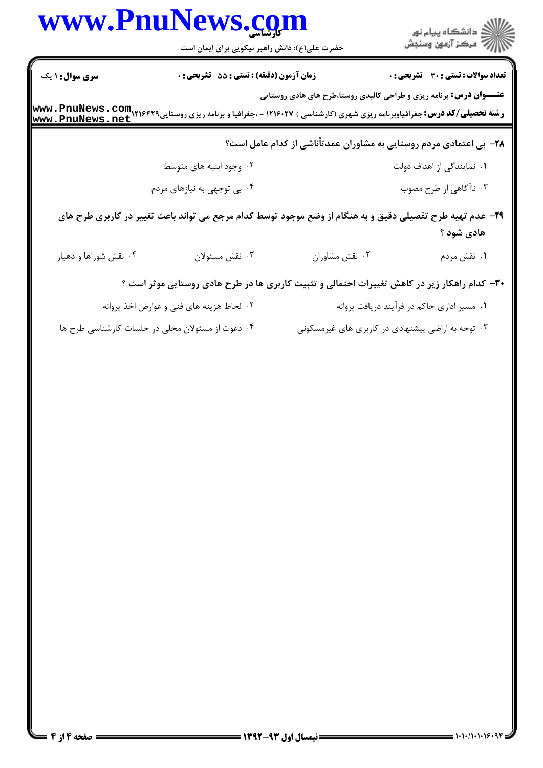۲۸- بی اعتمادی مردم روستایی به مشاوران عمدتاًناشی از کدام عامل است؟

۱. نمایندگی از اهداف دولت

۲. وجود ابنیه های متوسط

۳. ناآگاهی از طرح مصوب

۴. بی توجهی به نیازهای مردم

۲۹- عدم تهیه طرح تفصیلی دقیق و به هنگام از وضع موجود توسط کدام مرجع می تواند باعث تغییر در کاربری طرح های هادی شود ؟

۱. نقش مردم

۲. نقش مشاوران

۳. نقش مسئولان

۴. نقش شوراها و دهیار

۳۰- کدام راهکار زیر در کاهش تغییرات احتمالی و تثبیت کاربری ها در طرح هادی روستایی موثر است ؟

۱. مسیر اداری حاکم در فرآیند دریافت پروانه

۲. لحاظ هزینه های فنی و عوارض اخذ پروانه

۳. توجه به اراضی پیشنهادی در کاربری های غیرمسکونی

۴. دعوت از مسئولان محلی در جلسات کارشناسی طرح ها